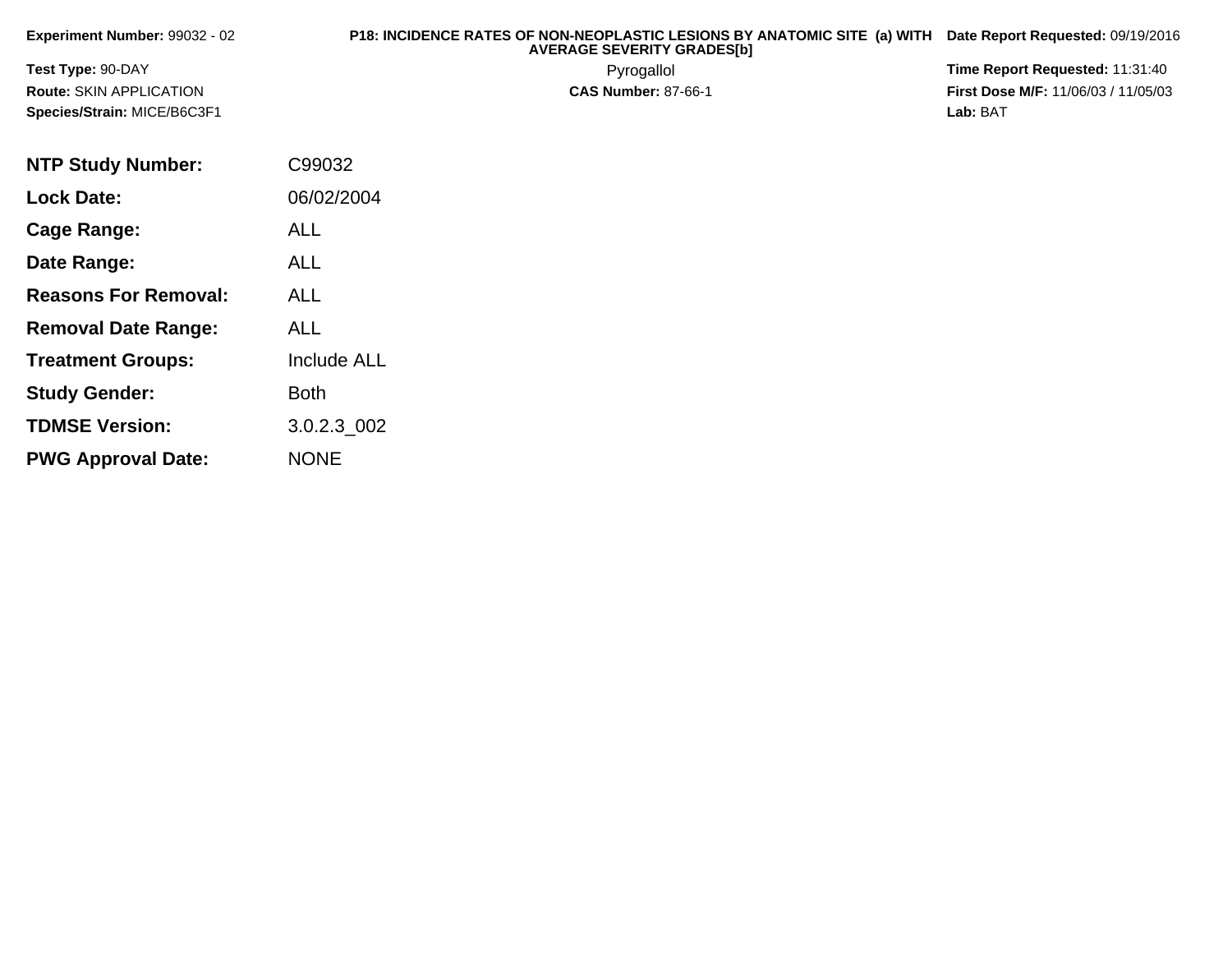**Experiment Number:** 99032 - 02

**Test Type:** 90-DAY

**Route:** SKIN APPLICATION

**Species/Strain:** MICE/B6C3F1

**P18: INCIDENCE RATES OF NON-NEOPLASTIC LESIONS BY ANATOMIC SITE (a) WITH AVERAGE SEVERITY GRADES[b]**

Pyrogallol

**CAS Number:** 87-66-1

**Date Report Requested:** 09/19/2016

**Time Report Requested:** 11:31:40

**First Dose M/F:** 11/06/03 / 11/05/03

**Lab:** BAT

| | |
|---|---|
| **NTP Study Number:** | C99032 |
| **Lock Date:** | 06/02/2004 |
| **Cage Range:** | ALL |
| **Date Range:** | ALL |
| **Reasons For Removal:** | ALL |
| **Removal Date Range:** | ALL |
| **Treatment Groups:** | Include ALL |
| **Study Gender:** | Both |
| **TDMSE Version:** | 3.0.2.3_002 |
| **PWG Approval Date:** | NONE |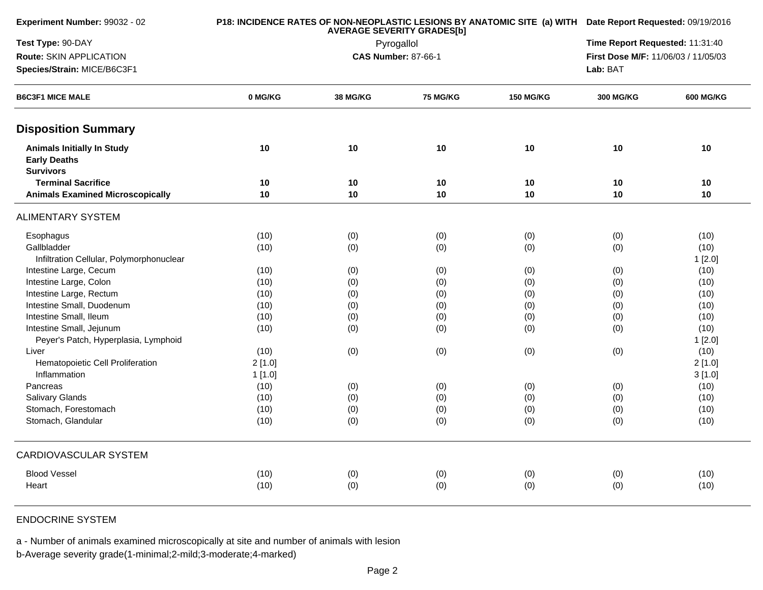**Experiment Number:** 99032 - 02

**Test Type:** 90-DAY

**Route:** SKIN APPLICATION

**Species/Strain:** MICE/B6C3F1

**P18: INCIDENCE RATES OF NON-NEOPLASTIC LESIONS BY ANATOMIC SITE (a) WITH AVERAGE SEVERITY GRADES[b]**

Pyrogallol

**CAS Number:** 87-66-1

**Date Report Requested:** 09/19/2016

**Time Report Requested:** 11:31:40

**First Dose M/F:** 11/06/03 / 11/05/03

**Lab:** BAT

| B6C3F1 MICE MALE | 0 MG/KG | 38 MG/KG | 75 MG/KG | 150 MG/KG | 300 MG/KG | 600 MG/KG |
|---|---|---|---|---|---|---|
| **Disposition Summary** | | | | | | |
| **Animals Initially In Study** | 10 | 10 | 10 | 10 | 10 | 10 |
| **Early Deaths** | | | | | | |
| **Survivors** | | | | | | |
| **Terminal Sacrifice** | 10 | 10 | 10 | 10 | 10 | 10 |
| **Animals Examined Microscopically** | 10 | 10 | 10 | 10 | 10 | 10 |
| ALIMENTARY SYSTEM | | | | | | |
| Esophagus | (10) | (0) | (0) | (0) | (0) | (10) |
| Gallbladder | (10) | (0) | (0) | (0) | (0) | (10) |
| Infiltration Cellular, Polymorphonuclear | | | | | | 1 [2.0] |
| Intestine Large, Cecum | (10) | (0) | (0) | (0) | (0) | (10) |
| Intestine Large, Colon | (10) | (0) | (0) | (0) | (0) | (10) |
| Intestine Large, Rectum | (10) | (0) | (0) | (0) | (0) | (10) |
| Intestine Small, Duodenum | (10) | (0) | (0) | (0) | (0) | (10) |
| Intestine Small, Ileum | (10) | (0) | (0) | (0) | (0) | (10) |
| Intestine Small, Jejunum | (10) | (0) | (0) | (0) | (0) | (10) |
| Peyer's Patch, Hyperplasia, Lymphoid | | | | | | 1 [2.0] |
| Liver | (10) | (0) | (0) | (0) | (0) | (10) |
| Hematopoietic Cell Proliferation | 2 [1.0] | | | | | 2 [1.0] |
| Inflammation | 1 [1.0] | | | | | 3 [1.0] |
| Pancreas | (10) | (0) | (0) | (0) | (0) | (10) |
| Salivary Glands | (10) | (0) | (0) | (0) | (0) | (10) |
| Stomach, Forestomach | (10) | (0) | (0) | (0) | (0) | (10) |
| Stomach, Glandular | (10) | (0) | (0) | (0) | (0) | (10) |
| CARDIOVASCULAR SYSTEM | | | | | | |
| Blood Vessel | (10) | (0) | (0) | (0) | (0) | (10) |
| Heart | (10) | (0) | (0) | (0) | (0) | (10) |
| ENDOCRINE SYSTEM | | | | | | |

a - Number of animals examined microscopically at site and number of animals with lesion

b-Average severity grade(1-minimal;2-mild;3-moderate;4-marked)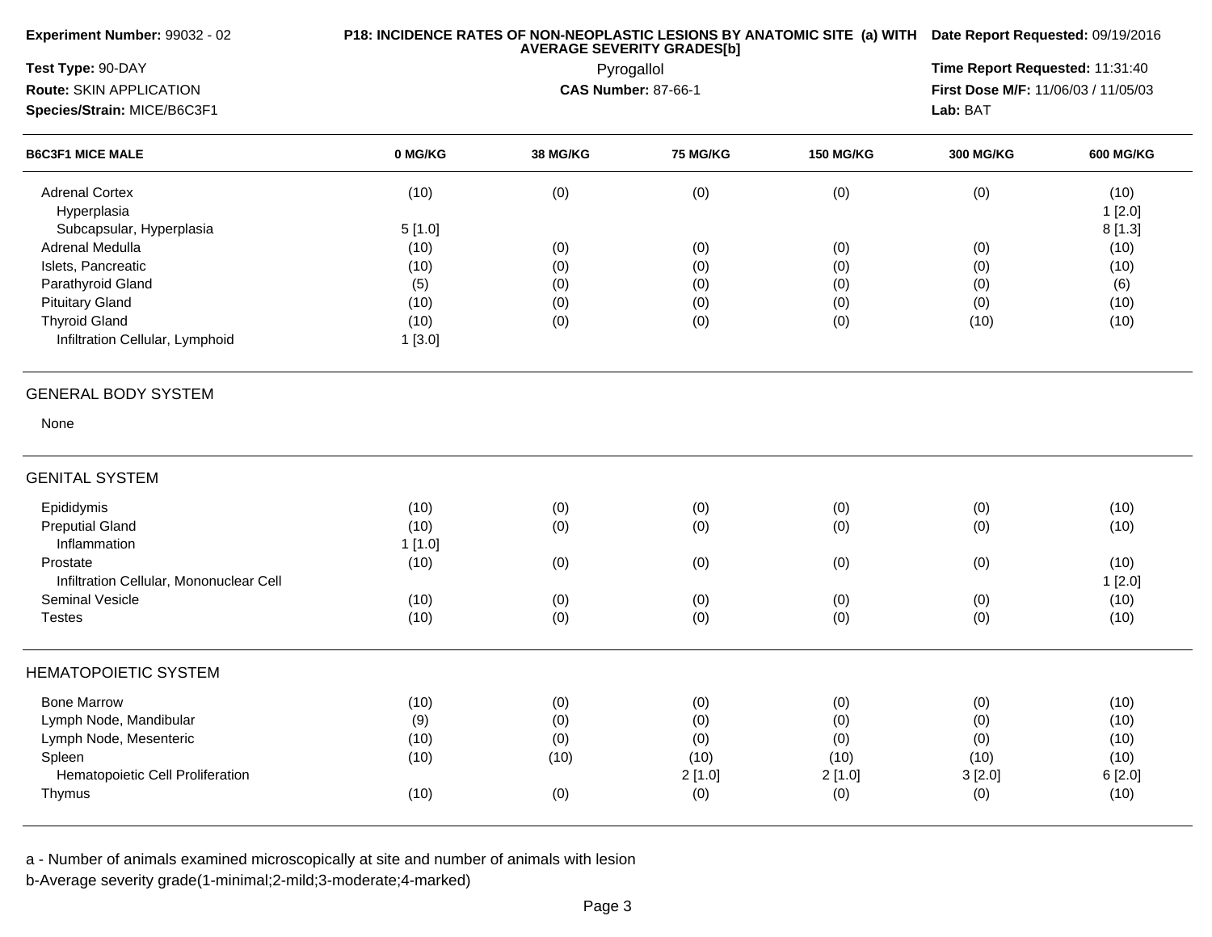**Experiment Number:** 99032 - 02

**Test Type:** 90-DAY

**Route:** SKIN APPLICATION

**Species/Strain:** MICE/B6C3F1

**P18: INCIDENCE RATES OF NON-NEOPLASTIC LESIONS BY ANATOMIC SITE (a) WITH AVERAGE SEVERITY GRADES[b]**

Pyrogallol

**CAS Number:** 87-66-1

**Date Report Requested:** 09/19/2016

**Time Report Requested:** 11:31:40

**First Dose M/F:** 11/06/03 / 11/05/03

**Lab:** BAT

| B6C3F1 MICE MALE | 0 MG/KG | 38 MG/KG | 75 MG/KG | 150 MG/KG | 300 MG/KG | 600 MG/KG |
|---|---|---|---|---|---|---|
| Adrenal Cortex | (10) | (0) | (0) | (0) | (0) | (10) |
| Hyperplasia | | | | | | 1 [2.0] |
| Subcapsular, Hyperplasia | 5 [1.0] | | | | | 8 [1.3] |
| Adrenal Medulla | (10) | (0) | (0) | (0) | (0) | (10) |
| Islets, Pancreatic | (10) | (0) | (0) | (0) | (0) | (10) |
| Parathyroid Gland | (5) | (0) | (0) | (0) | (0) | (6) |
| Pituitary Gland | (10) | (0) | (0) | (0) | (0) | (10) |
| Thyroid Gland | (10) | (0) | (0) | (0) | (10) | (10) |
| Infiltration Cellular, Lymphoid | 1 [3.0] | | | | | |
| **GENERAL BODY SYSTEM** | | | | | | |
| None | | | | | | |
| **GENITAL SYSTEM** | | | | | | |
| Epididymis | (10) | (0) | (0) | (0) | (0) | (10) |
| Preputial Gland | (10) | (0) | (0) | (0) | (0) | (10) |
| Inflammation | 1 [1.0] | | | | | |
| Prostate | (10) | (0) | (0) | (0) | (0) | (10) |
| Infiltration Cellular, Mononuclear Cell | | | | | | 1 [2.0] |
| Seminal Vesicle | (10) | (0) | (0) | (0) | (0) | (10) |
| Testes | (10) | (0) | (0) | (0) | (0) | (10) |
| **HEMATOPOIETIC SYSTEM** | | | | | | |
| Bone Marrow | (10) | (0) | (0) | (0) | (0) | (10) |
| Lymph Node, Mandibular | (9) | (0) | (0) | (0) | (0) | (10) |
| Lymph Node, Mesenteric | (10) | (0) | (0) | (0) | (0) | (10) |
| Spleen | (10) | (10) | (10) | (10) | (10) | (10) |
| Hematopoietic Cell Proliferation | | | 2 [1.0] | 2 [1.0] | 3 [2.0] | 6 [2.0] |
| Thymus | (10) | (0) | (0) | (0) | (0) | (10) |

a - Number of animals examined microscopically at site and number of animals with lesion

b-Average severity grade(1-minimal;2-mild;3-moderate;4-marked)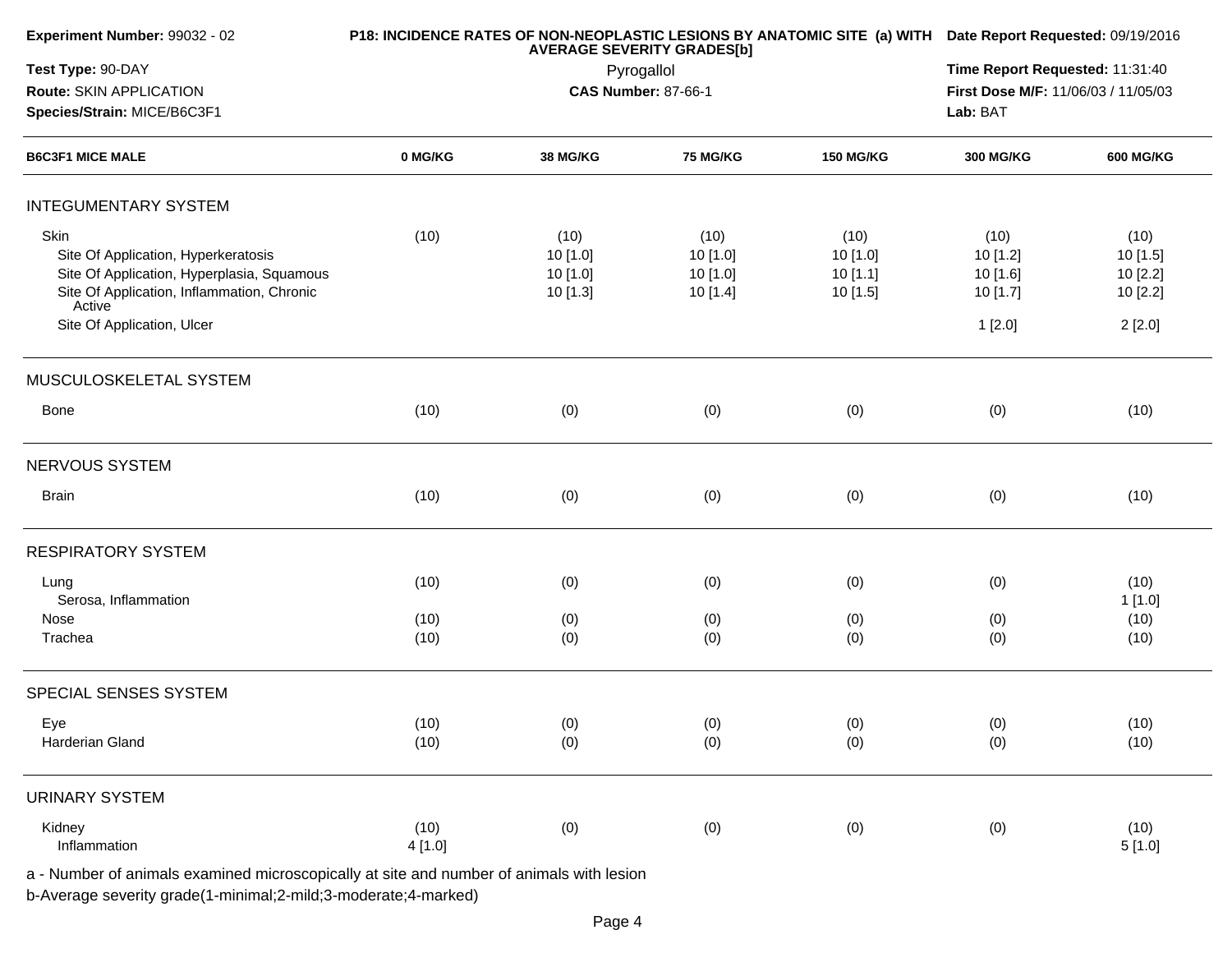**Experiment Number:** 99032 - 02

**Test Type:** 90-DAY

**Route:** SKIN APPLICATION

**Species/Strain:** MICE/B6C3F1

**P18: INCIDENCE RATES OF NON-NEOPLASTIC LESIONS BY ANATOMIC SITE (a) WITH AVERAGE SEVERITY GRADES[b]**

Pyrogallol

**CAS Number:** 87-66-1

**Date Report Requested:** 09/19/2016

**Time Report Requested:** 11:31:40

**First Dose M/F:** 11/06/03 / 11/05/03

**Lab:** BAT

| B6C3F1 MICE MALE | 0 MG/KG | 38 MG/KG | 75 MG/KG | 150 MG/KG | 300 MG/KG | 600 MG/KG |
|---|---|---|---|---|---|---|
| **INTEGUMENTARY SYSTEM** | | | | | | |
| Skin | (10) | (10) | (10) | (10) | (10) | (10) |
| Site Of Application, Hyperkeratosis | | 10 [1.0] | 10 [1.0] | 10 [1.0] | 10 [1.2] | 10 [1.5] |
| Site Of Application, Hyperplasia, Squamous | | 10 [1.0] | 10 [1.0] | 10 [1.1] | 10 [1.6] | 10 [2.2] |
| Site Of Application, Inflammation, Chronic Active | | 10 [1.3] | 10 [1.4] | 10 [1.5] | 10 [1.7] | 10 [2.2] |
| Site Of Application, Ulcer | | | | | 1 [2.0] | 2 [2.0] |
| **MUSCULOSKELETAL SYSTEM** | | | | | | |
| Bone | (10) | (0) | (0) | (0) | (0) | (10) |
| **NERVOUS SYSTEM** | | | | | | |
| Brain | (10) | (0) | (0) | (0) | (0) | (10) |
| **RESPIRATORY SYSTEM** | | | | | | |
| Lung | (10) | (0) | (0) | (0) | (0) | (10) |
| Serosa, Inflammation | | | | | | 1 [1.0] |
| Nose | (10) | (0) | (0) | (0) | (0) | (10) |
| Trachea | (10) | (0) | (0) | (0) | (0) | (10) |
| **SPECIAL SENSES SYSTEM** | | | | | | |
| Eye | (10) | (0) | (0) | (0) | (0) | (10) |
| Harderian Gland | (10) | (0) | (0) | (0) | (0) | (10) |
| **URINARY SYSTEM** | | | | | | |
| Kidney | (10) | (0) | (0) | (0) | (0) | (10) |
| Inflammation | 4 [1.0] | | | | | 5 [1.0] |

a - Number of animals examined microscopically at site and number of animals with lesion

b-Average severity grade(1-minimal;2-mild;3-moderate;4-marked)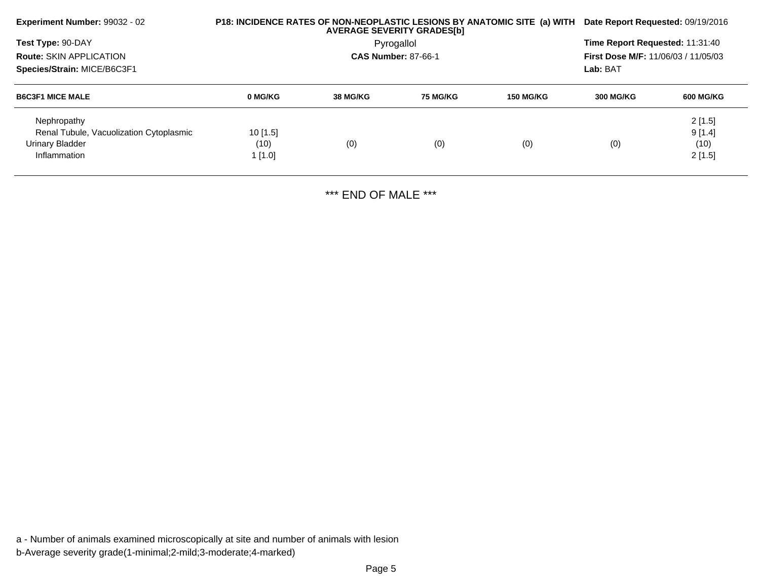**Experiment Number:** 99032 - 02

**Test Type:** 90-DAY

**Route:** SKIN APPLICATION

**Species/Strain:** MICE/B6C3F1

**P18: INCIDENCE RATES OF NON-NEOPLASTIC LESIONS BY ANATOMIC SITE (a) WITH AVERAGE SEVERITY GRADES[b]**

Pyrogallol

**CAS Number:** 87-66-1

**Date Report Requested:** 09/19/2016

**Time Report Requested:** 11:31:40

**First Dose M/F:** 11/06/03 / 11/05/03

**Lab:** BAT

| B6C3F1 MICE MALE | 0 MG/KG | 38 MG/KG | 75 MG/KG | 150 MG/KG | 300 MG/KG | 600 MG/KG |
|---|---|---|---|---|---|---|
| Nephropathy | | | | | | 2 [1.5] |
| Renal Tubule, Vacuolization Cytoplasmic | 10 [1.5] | | | | | 9 [1.4] |
| Urinary Bladder | (10) | (0) | (0) | (0) | (0) | (10) |
| Inflammation | 1 [1.0] | | | | | 2 [1.5] |

*** END OF MALE ***

a - Number of animals examined microscopically at site and number of animals with lesion

b-Average severity grade(1-minimal;2-mild;3-moderate;4-marked)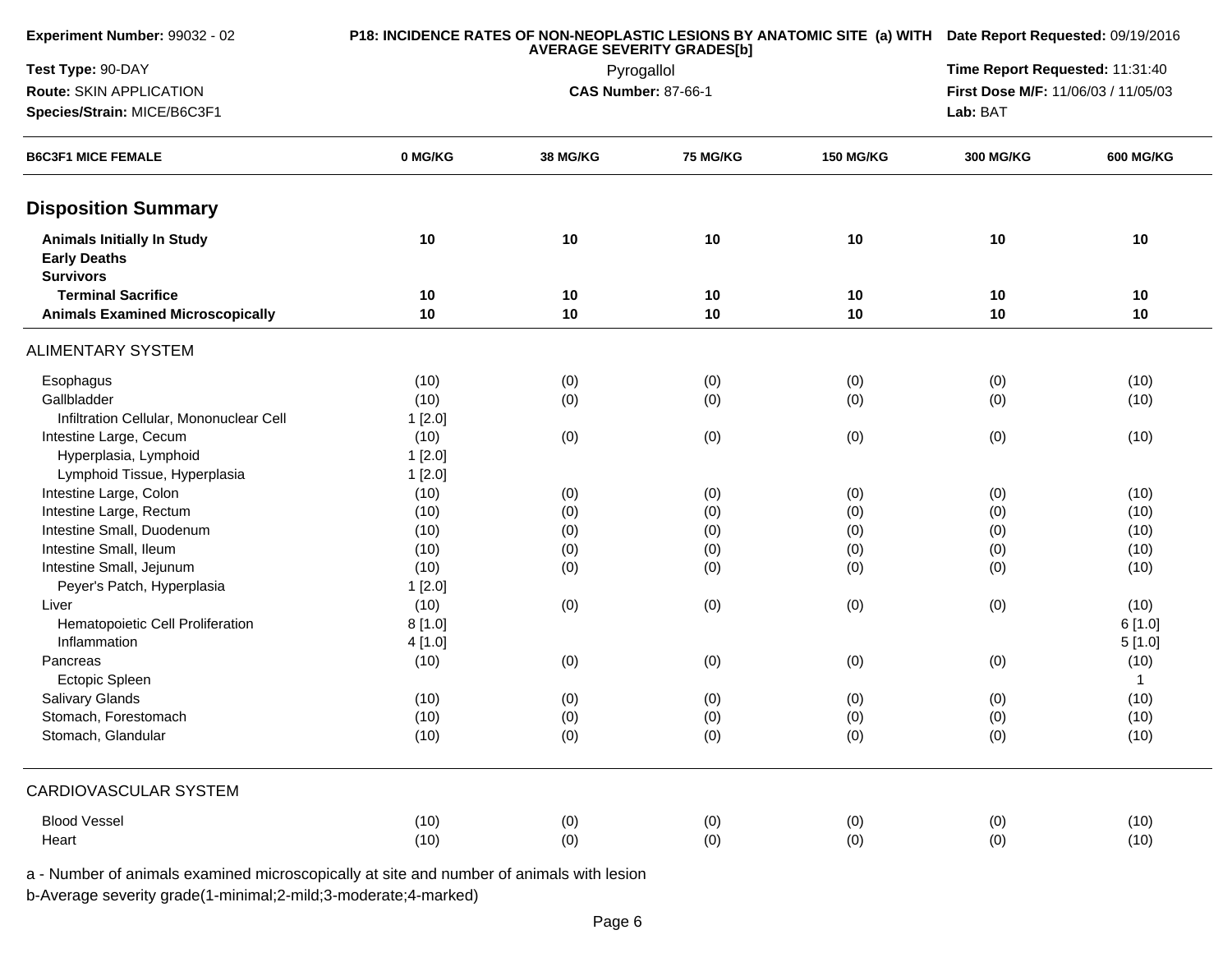| Experiment Number: 99032 - 02 | P18: INCIDENCE RATES OF NON-NEOPLASTIC LESIONS BY ANATOMIC SITE (a) WITH AVERAGE SEVERITY GRADES[b] | Date Report Requested: 09/19/2016 |
|---|---|---|
| Test Type: 90-DAY | Pyrogallol | Time Report Requested: 11:31:40 |
| Route: SKIN APPLICATION | CAS Number: 87-66-1 | First Dose M/F: 11/06/03 / 11/05/03 |
| Species/Strain: MICE/B6C3F1 | | Lab: BAT |

| B6C3F1 MICE FEMALE | 0 MG/KG | 38 MG/KG | 75 MG/KG | 150 MG/KG | 300 MG/KG | 600 MG/KG |
|---|---|---|---|---|---|---|
| **Disposition Summary** | | | | | | |
| **Animals Initially In Study** | **10** | **10** | **10** | **10** | **10** | **10** |
| **Early Deaths** | | | | | | |
| **Survivors** | | | | | | |
| **Terminal Sacrifice** | **10** | **10** | **10** | **10** | **10** | **10** |
| **Animals Examined Microscopically** | **10** | **10** | **10** | **10** | **10** | **10** |
| ALIMENTARY SYSTEM | | | | | | |
| Esophagus | (10) | (0) | (0) | (0) | (0) | (10) |
| Gallbladder | (10) | (0) | (0) | (0) | (0) | (10) |
| Infiltration Cellular, Mononuclear Cell | 1 [2.0] | | | | | |
| Intestine Large, Cecum | (10) | (0) | (0) | (0) | (0) | (10) |
| Hyperplasia, Lymphoid | 1 [2.0] | | | | | |
| Lymphoid Tissue, Hyperplasia | 1 [2.0] | | | | | |
| Intestine Large, Colon | (10) | (0) | (0) | (0) | (0) | (10) |
| Intestine Large, Rectum | (10) | (0) | (0) | (0) | (0) | (10) |
| Intestine Small, Duodenum | (10) | (0) | (0) | (0) | (0) | (10) |
| Intestine Small, Ileum | (10) | (0) | (0) | (0) | (0) | (10) |
| Intestine Small, Jejunum | (10) | (0) | (0) | (0) | (0) | (10) |
| Peyer's Patch, Hyperplasia | 1 [2.0] | | | | | |
| Liver | (10) | (0) | (0) | (0) | (0) | (10) |
| Hematopoietic Cell Proliferation | 8 [1.0] | | | | | 6 [1.0] |
| Inflammation | 4 [1.0] | | | | | 5 [1.0] |
| Pancreas | (10) | (0) | (0) | (0) | (0) | (10) |
| Ectopic Spleen | | | | | | 1 |
| Salivary Glands | (10) | (0) | (0) | (0) | (0) | (10) |
| Stomach, Forestomach | (10) | (0) | (0) | (0) | (0) | (10) |
| Stomach, Glandular | (10) | (0) | (0) | (0) | (0) | (10) |
| CARDIOVASCULAR SYSTEM | | | | | | |
| Blood Vessel | (10) | (0) | (0) | (0) | (0) | (10) |
| Heart | (10) | (0) | (0) | (0) | (0) | (10) |

a - Number of animals examined microscopically at site and number of animals with lesion

b-Average severity grade(1-minimal;2-mild;3-moderate;4-marked)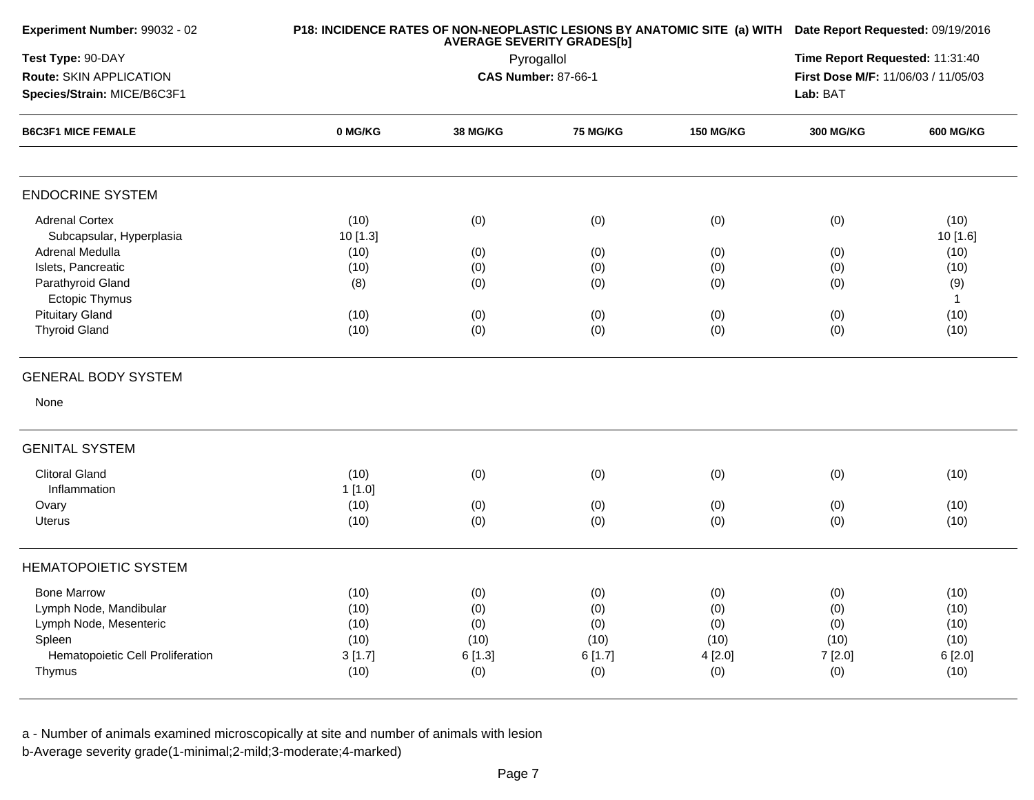**Experiment Number:** 99032 - 02
**Test Type:** 90-DAY
**Route:** SKIN APPLICATION
**Species/Strain:** MICE/B6C3F1

**P18: INCIDENCE RATES OF NON-NEOPLASTIC LESIONS BY ANATOMIC SITE (a) WITH AVERAGE SEVERITY GRADES[b]**
Pyrogallol
**CAS Number:** 87-66-1

**Date Report Requested:** 09/19/2016
**Time Report Requested:** 11:31:40
**First Dose M/F:** 11/06/03 / 11/05/03
**Lab:** BAT

| B6C3F1 MICE FEMALE | 0 MG/KG | 38 MG/KG | 75 MG/KG | 150 MG/KG | 300 MG/KG | 600 MG/KG |
|---|---|---|---|---|---|---|
| **ENDOCRINE SYSTEM** | | | | | | |
| Adrenal Cortex | (10) | (0) | (0) | (0) | (0) | (10) |
| Subcapsular, Hyperplasia | 10 [1.3] | | | | | 10 [1.6] |
| Adrenal Medulla | (10) | (0) | (0) | (0) | (0) | (10) |
| Islets, Pancreatic | (10) | (0) | (0) | (0) | (0) | (10) |
| Parathyroid Gland | (8) | (0) | (0) | (0) | (0) | (9) |
| Ectopic Thymus | | | | | | 1 |
| Pituitary Gland | (10) | (0) | (0) | (0) | (0) | (10) |
| Thyroid Gland | (10) | (0) | (0) | (0) | (0) | (10) |
| **GENERAL BODY SYSTEM** | | | | | | |
| None | | | | | | |
| **GENITAL SYSTEM** | | | | | | |
| Clitoral Gland | (10) | (0) | (0) | (0) | (0) | (10) |
| Inflammation | 1 [1.0] | | | | | |
| Ovary | (10) | (0) | (0) | (0) | (0) | (10) |
| Uterus | (10) | (0) | (0) | (0) | (0) | (10) |
| **HEMATOPOIETIC SYSTEM** | | | | | | |
| Bone Marrow | (10) | (0) | (0) | (0) | (0) | (10) |
| Lymph Node, Mandibular | (10) | (0) | (0) | (0) | (0) | (10) |
| Lymph Node, Mesenteric | (10) | (0) | (0) | (0) | (0) | (10) |
| Spleen | (10) | (10) | (10) | (10) | (10) | (10) |
| Hematopoietic Cell Proliferation | 3 [1.7] | 6 [1.3] | 6 [1.7] | 4 [2.0] | 7 [2.0] | 6 [2.0] |
| Thymus | (10) | (0) | (0) | (0) | (0) | (10) |

a - Number of animals examined microscopically at site and number of animals with lesion
b-Average severity grade(1-minimal;2-mild;3-moderate;4-marked)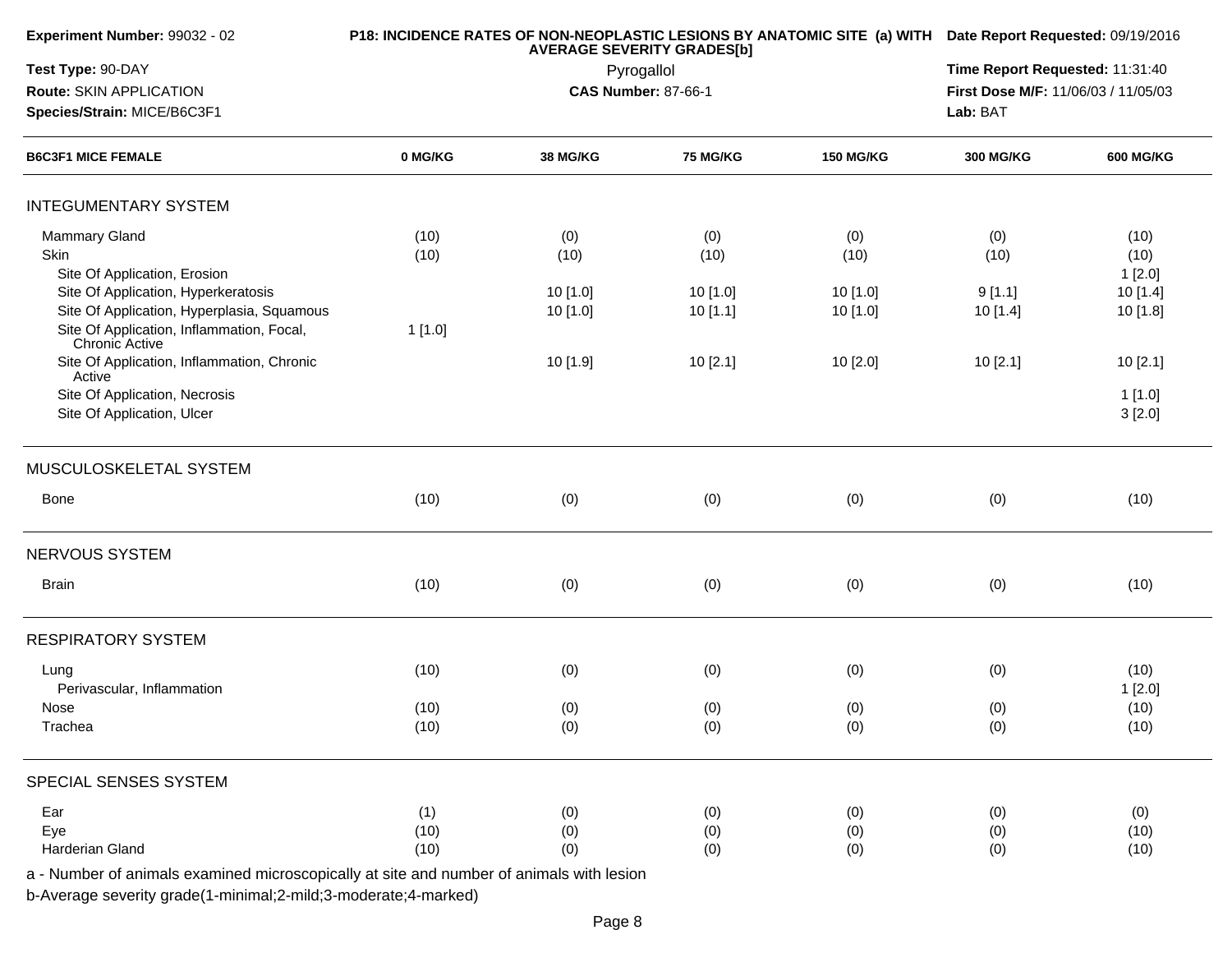| Experiment Number: 99032 - 02 | P18: INCIDENCE RATES OF NON-NEOPLASTIC LESIONS BY ANATOMIC SITE (a) WITH AVERAGE SEVERITY GRADES[b] | Date Report Requested: 09/19/2016 |
|---|---|---|
| Test Type: 90-DAY | Pyrogallol | Time Report Requested: 11:31:40 |
| Route: SKIN APPLICATION | CAS Number: 87-66-1 | First Dose M/F: 11/06/03 / 11/05/03 |
| Species/Strain: MICE/B6C3F1 | | Lab: BAT |

| B6C3F1 MICE FEMALE | 0 MG/KG | 38 MG/KG | 75 MG/KG | 150 MG/KG | 300 MG/KG | 600 MG/KG |
|---|---|---|---|---|---|---|
| **INTEGUMENTARY SYSTEM** | | | | | | |
| Mammary Gland | (10) | (0) | (0) | (0) | (0) | (10) |
| Skin | (10) | (10) | (10) | (10) | (10) | (10) |
| Site Of Application, Erosion | | | | | | 1 [2.0] |
| Site Of Application, Hyperkeratosis | | 10 [1.0] | 10 [1.0] | 10 [1.0] | 9 [1.1] | 10 [1.4] |
| Site Of Application, Hyperplasia, Squamous | | 10 [1.0] | 10 [1.1] | 10 [1.0] | 10 [1.4] | 10 [1.8] |
| Site Of Application, Inflammation, Focal, Chronic Active | 1 [1.0] | | | | | |
| Site Of Application, Inflammation, Chronic Active | | 10 [1.9] | 10 [2.1] | 10 [2.0] | 10 [2.1] | 10 [2.1] |
| Site Of Application, Necrosis | | | | | | 1 [1.0] |
| Site Of Application, Ulcer | | | | | | 3 [2.0] |
| **MUSCULOSKELETAL SYSTEM** | | | | | | |
| Bone | (10) | (0) | (0) | (0) | (0) | (10) |
| **NERVOUS SYSTEM** | | | | | | |
| Brain | (10) | (0) | (0) | (0) | (0) | (10) |
| **RESPIRATORY SYSTEM** | | | | | | |
| Lung | (10) | (0) | (0) | (0) | (0) | (10) |
| Perivascular, Inflammation | | | | | | 1 [2.0] |
| Nose | (10) | (0) | (0) | (0) | (0) | (10) |
| Trachea | (10) | (0) | (0) | (0) | (0) | (10) |
| **SPECIAL SENSES SYSTEM** | | | | | | |
| Ear | (1) | (0) | (0) | (0) | (0) | (0) |
| Eye | (10) | (0) | (0) | (0) | (0) | (10) |
| Harderian Gland | (10) | (0) | (0) | (0) | (0) | (10) |

a - Number of animals examined microscopically at site and number of animals with lesion

b-Average severity grade(1-minimal;2-mild;3-moderate;4-marked)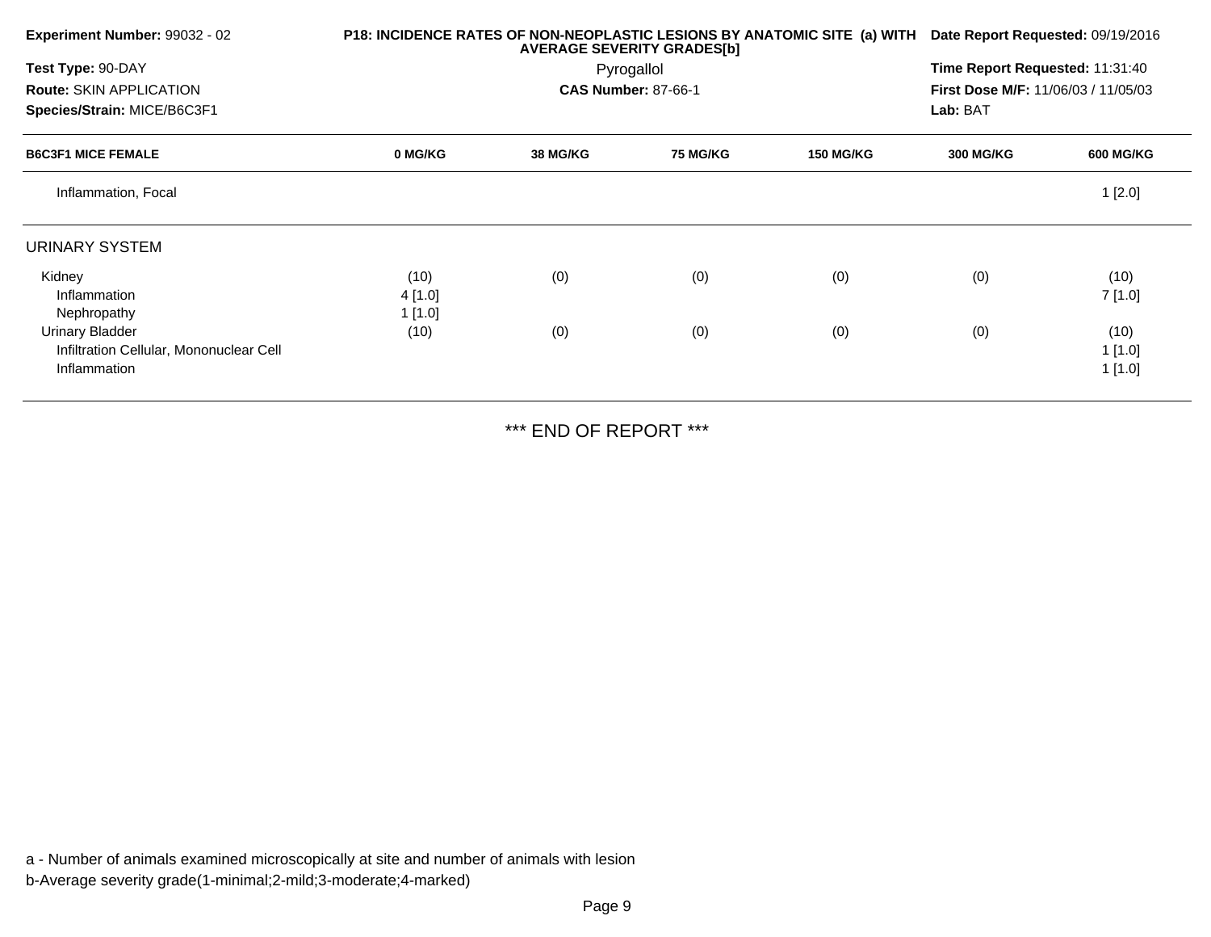**Experiment Number:** 99032 - 02
**Test Type:** 90-DAY
**Route:** SKIN APPLICATION
**Species/Strain:** MICE/B6C3F1

**P18: INCIDENCE RATES OF NON-NEOPLASTIC LESIONS BY ANATOMIC SITE (a) WITH AVERAGE SEVERITY GRADES[b]**
Pyrogallol
**CAS Number:** 87-66-1

**Date Report Requested:** 09/19/2016
**Time Report Requested:** 11:31:40
**First Dose M/F:** 11/06/03 / 11/05/03
**Lab:** BAT

| B6C3F1 MICE FEMALE | 0 MG/KG | 38 MG/KG | 75 MG/KG | 150 MG/KG | 300 MG/KG | 600 MG/KG |
|---|---|---|---|---|---|---|
| Inflammation, Focal | | | | | | 1 [2.0] |
| URINARY SYSTEM | | | | | | |
| Kidney | (10) | (0) | (0) | (0) | (0) | (10) |
| Inflammation | 4 [1.0] | | | | | 7 [1.0] |
| Nephropathy | 1 [1.0] | | | | | |
| Urinary Bladder | (10) | (0) | (0) | (0) | (0) | (10) |
| Infiltration Cellular, Mononuclear Cell | | | | | | 1 [1.0] |
| Inflammation | | | | | | 1 [1.0] |

*** END OF REPORT ***

a - Number of animals examined microscopically at site and number of animals with lesion
b-Average severity grade(1-minimal;2-mild;3-moderate;4-marked)